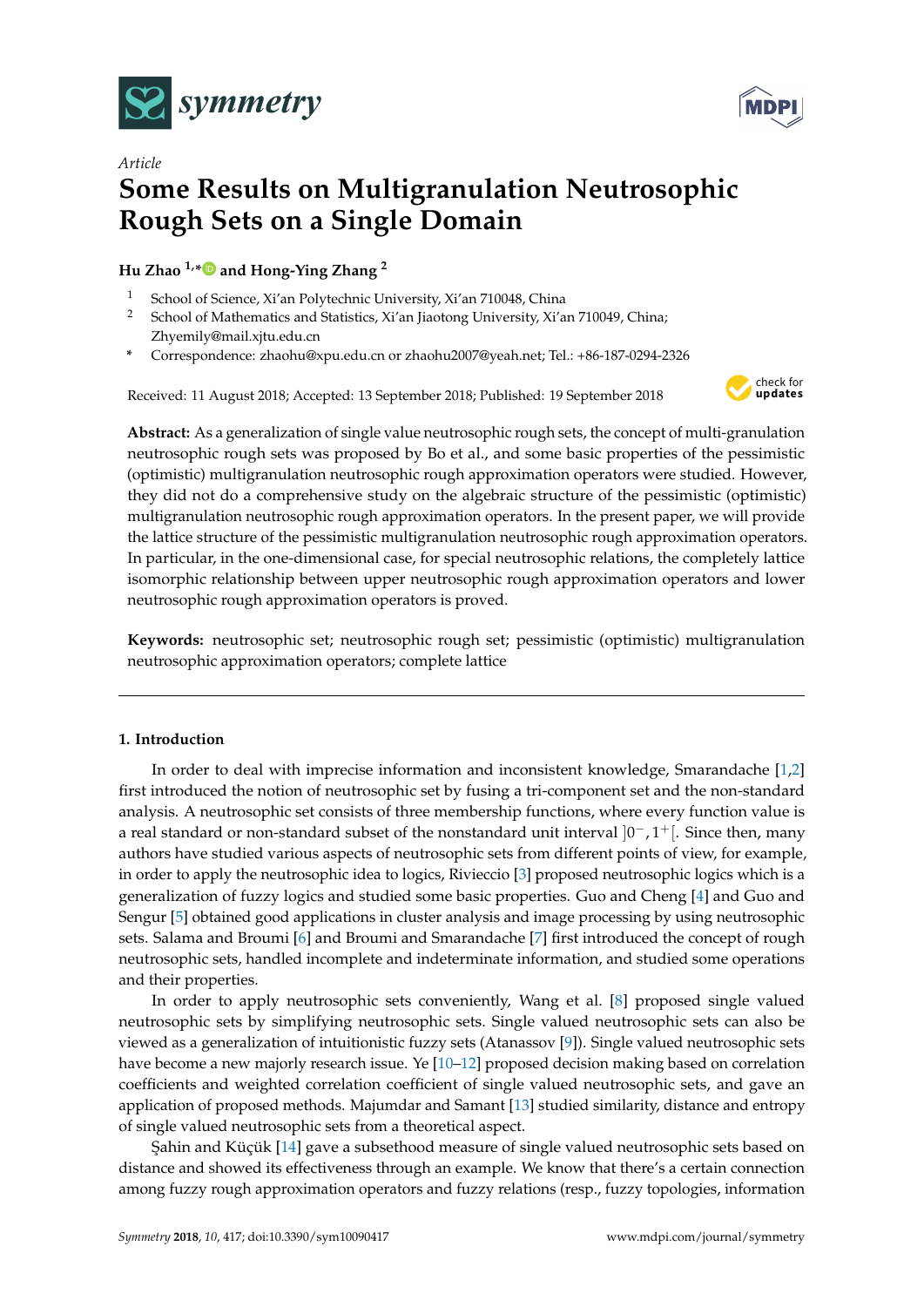*Article*

# Some Results on Multigranulation Neutrosophic Rough Sets on a Single Domain

**Hu Zhao [1,*] and Hong-Ying Zhang [2]**

[1] School of Science, Xi'an Polytechnic University, Xi'an 710048, China
[2] School of Mathematics and Statistics, Xi'an Jiaotong University, Xi'an 710049, China; Zhyemily@mail.xjtu.edu.cn
[*] Correspondence: zhaohu@xpu.edu.cn or zhaohu2007@yeah.net; Tel.: +86-187-0294-2326

Received: 11 August 2018; Accepted: 13 September 2018; Published: 19 September 2018

**Abstract:** As a generalization of single value neutrosophic rough sets, the concept of multi-granulation neutrosophic rough sets was proposed by Bo et al., and some basic properties of the pessimistic (optimistic) multigranulation neutrosophic rough approximation operators were studied. However, they did not do a comprehensive study on the algebraic structure of the pessimistic (optimistic) multigranulation neutrosophic rough approximation operators. In the present paper, we will provide the lattice structure of the pessimistic multigranulation neutrosophic rough approximation operators. In particular, in the one-dimensional case, for special neutrosophic relations, the completely lattice isomorphic relationship between upper neutrosophic rough approximation operators and lower neutrosophic rough approximation operators is proved.

**Keywords:** neutrosophic set; neutrosophic rough set; pessimistic (optimistic) multigranulation neutrosophic approximation operators; complete lattice

## 1. Introduction

In order to deal with imprecise information and inconsistent knowledge, Smarandache [1,2] first introduced the notion of neutrosophic set by fusing a tri-component set and the non-standard analysis. A neutrosophic set consists of three membership functions, where every function value is a real standard or non-standard subset of the nonstandard unit interval $]0^{-}, 1^{+}[$. Since then, many authors have studied various aspects of neutrosophic sets from different points of view, for example, in order to apply the neutrosophic idea to logics, Rivieccio [3] proposed neutrosophic logics which is a generalization of fuzzy logics and studied some basic properties. Guo and Cheng [4] and Guo and Sengur [5] obtained good applications in cluster analysis and image processing by using neutrosophic sets. Salama and Broumi [6] and Broumi and Smarandache [7] first introduced the concept of rough neutrosophic sets, handled incomplete and indeterminate information, and studied some operations and their properties.

In order to apply neutrosophic sets conveniently, Wang et al. [8] proposed single valued neutrosophic sets by simplifying neutrosophic sets. Single valued neutrosophic sets can also be viewed as a generalization of intuitionistic fuzzy sets (Atanassov [9]). Single valued neutrosophic sets have become a new majorly research issue. Ye [10–12] proposed decision making based on correlation coefficients and weighted correlation coefficient of single valued neutrosophic sets, and gave an application of proposed methods. Majumdar and Samant [13] studied similarity, distance and entropy of single valued neutrosophic sets from a theoretical aspect.

Şahin and Küçük [14] gave a subsethood measure of single valued neutrosophic sets based on distance and showed its effectiveness through an example. We know that there's a certain connection among fuzzy rough approximation operators and fuzzy relations (resp., fuzzy topologies, information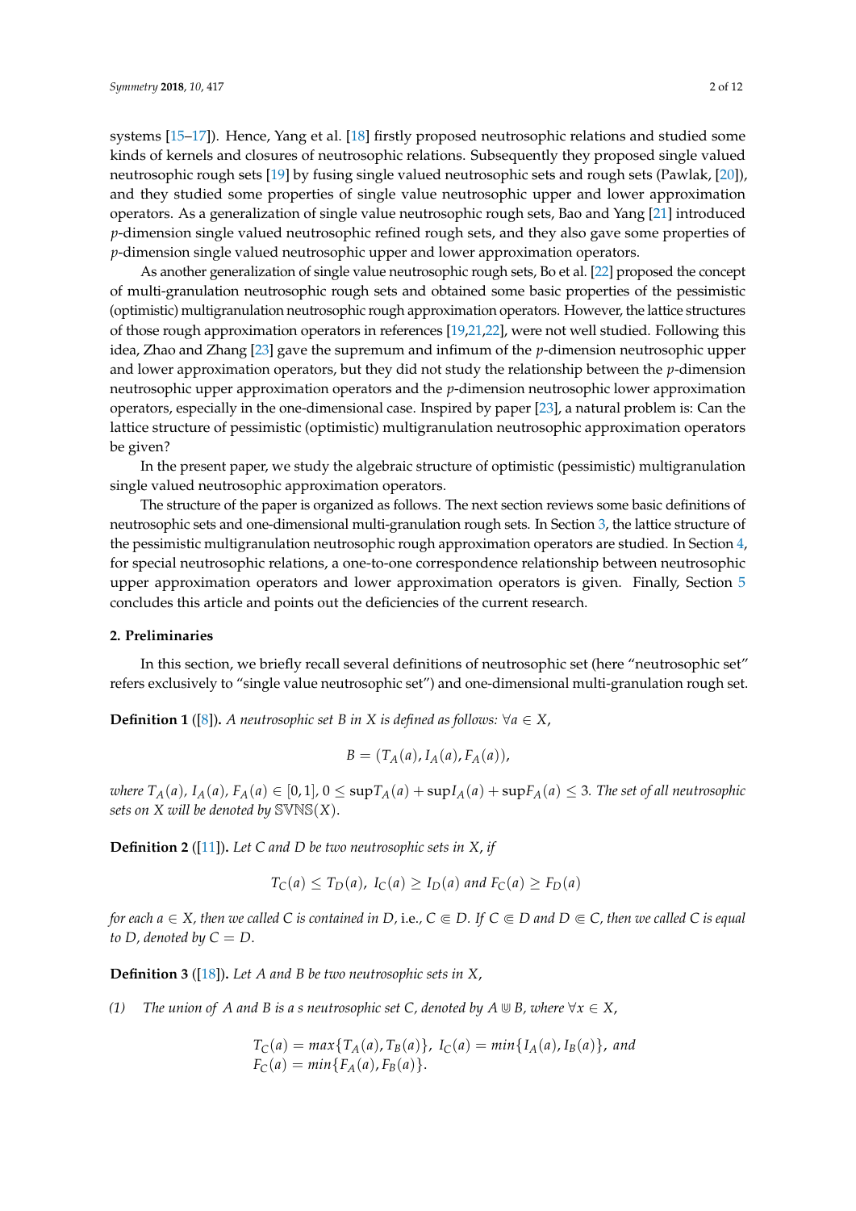systems [15–17]). Hence, Yang et al. [18] firstly proposed neutrosophic relations and studied some kinds of kernels and closures of neutrosophic relations. Subsequently they proposed single valued neutrosophic rough sets [19] by fusing single valued neutrosophic sets and rough sets (Pawlak, [20]), and they studied some properties of single value neutrosophic upper and lower approximation operators. As a generalization of single value neutrosophic rough sets, Bao and Yang [21] introduced $p$-dimension single valued neutrosophic refined rough sets, and they also gave some properties of $p$-dimension single valued neutrosophic upper and lower approximation operators.

As another generalization of single value neutrosophic rough sets, Bo et al. [22] proposed the concept of multi-granulation neutrosophic rough sets and obtained some basic properties of the pessimistic (optimistic) multigranulation neutrosophic rough approximation operators. However, the lattice structures of those rough approximation operators in references [19,21,22], were not well studied. Following this idea, Zhao and Zhang [23] gave the supremum and infimum of the $p$-dimension neutrosophic upper and lower approximation operators, but they did not study the relationship between the $p$-dimension neutrosophic upper approximation operators and the $p$-dimension neutrosophic lower approximation operators, especially in the one-dimensional case. Inspired by paper [23], a natural problem is: Can the lattice structure of pessimistic (optimistic) multigranulation neutrosophic approximation operators be given?

In the present paper, we study the algebraic structure of optimistic (pessimistic) multigranulation single valued neutrosophic approximation operators.

The structure of the paper is organized as follows. The next section reviews some basic definitions of neutrosophic sets and one-dimensional multi-granulation rough sets. In Section 3, the lattice structure of the pessimistic multigranulation neutrosophic rough approximation operators are studied. In Section 4, for special neutrosophic relations, a one-to-one correspondence relationship between neutrosophic upper approximation operators and lower approximation operators is given. Finally, Section 5 concludes this article and points out the deficiencies of the current research.

## 2. Preliminaries

In this section, we briefly recall several definitions of neutrosophic set (here "neutrosophic set" refers exclusively to "single value neutrosophic set") and one-dimensional multi-granulation rough set.

**Definition 1** ([8]). *A neutrosophic set $B$ in $X$ is defined as follows: $\forall a \in X$,*

$$B = (T_A(a), I_A(a), F_A(a)),$$

*where $T_A(a)$, $I_A(a)$, $F_A(a) \in [0,1]$, $0 \leq \sup T_A(a) + \sup I_A(a) + \sup F_A(a) \leq 3$. The set of all neutrosophic sets on $X$ will be denoted by $\mathbb{SVNS}(X)$.*

**Definition 2** ([11]). *Let $C$ and $D$ be two neutrosophic sets in $X$, if*

$$T_C(a) \leq T_D(a),\ I_C(a) \geq I_D(a) \text{ and } F_C(a) \geq F_D(a)$$

*for each $a \in X$, then we called $C$ is contained in $D$, i.e., $C \Subset D$. If $C \Subset D$ and $D \Subset C$, then we called $C$ is equal to $D$, denoted by $C = D$.*

**Definition 3** ([18]). *Let $A$ and $B$ be two neutrosophic sets in $X$,*

*(1) The union of $A$ and $B$ is a s neutrosophic set $C$, denoted by $A \Cup B$, where $\forall x \in X$,*

$$T_C(a) = max\{T_A(a), T_B(a)\},\ I_C(a) = min\{I_A(a), I_B(a)\}, \text{ and}$$
$$F_C(a) = min\{F_A(a), F_B(a)\}.$$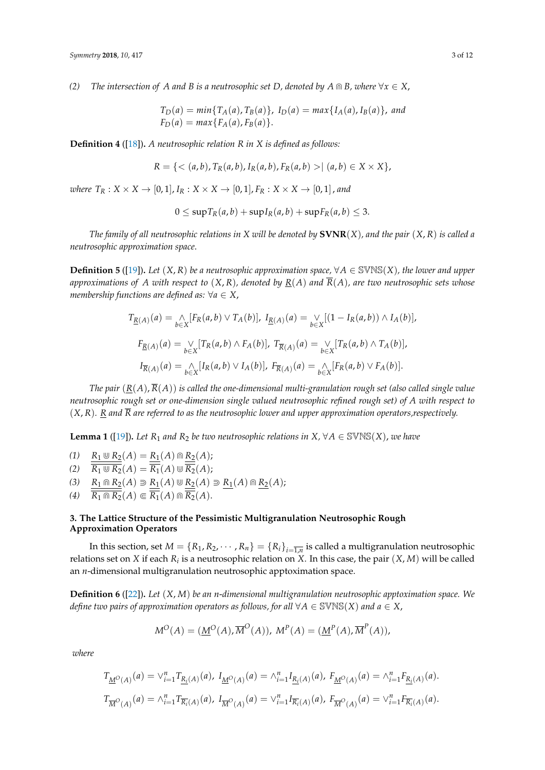*(2)* *The intersection of A and B is a neutrosophic set D, denoted by* $A \Cap B$, *where* $\forall x \in X$,

$$T_D(a) = min\{T_A(a), T_B(b)\},\ I_D(a) = max\{I_A(a), I_B(b)\},\ and$$
$$F_D(a) = max\{F_A(a), F_B(b)\}.$$

**Definition 4** ([18]). *A neutrosophic relation R in X is defined as follows:*

$$R = \{< (a,b), T_R(a,b), I_R(a,b), F_R(a,b) > |\ (a,b) \in X \times X\},$$

*where* $T_R : X \times X \to [0,1], I_R : X \times X \to [0,1], F_R : X \times X \to [0,1]$, *and*

$$0 \leq \sup T_R(a,b) + \sup I_R(a,b) + \sup F_R(a,b) \leq 3.$$

*The family of all neutrosophic relations in X will be denoted by* $\mathbf{SVNR}(X)$, *and the pair* $(X, R)$ *is called a neutrosophic approximation space.*

**Definition 5** ([19]). *Let* $(X, R)$ *be a neutrosophic approximation space,* $\forall A \in \mathbb{SVNS}(X)$, *the lower and upper approximations of A with respect to* $(X, R)$, *denoted by* $\underline{R}(A)$ *and* $\overline{R}(A)$, *are two neutrosophic sets whose membership functions are defined as:* $\forall a \in X$,

$$T_{\underline{R}(A)}(a) = \underset{b\in X}{\wedge}[F_R(a,b) \vee T_A(b)],\ I_{\underline{R}(A)}(a) = \underset{b\in X}{\vee}[(1 - I_R(a,b)) \wedge I_A(b)],$$

$$F_{\underline{R}(A)}(a) = \underset{b\in X}{\vee}[T_R(a,b) \wedge F_A(b)],\ T_{\overline{R}(A)}(a) = \underset{b\in X}{\vee}[T_R(a,b) \wedge T_A(b)],$$

$$I_{\overline{R}(A)}(a) = \underset{b\in X}{\wedge}[I_R(a,b) \vee I_A(b)],\ F_{\overline{R}(A)}(a) = \underset{b\in X}{\wedge}[F_R(a,b) \vee F_A(b)].$$

*The pair* $(\underline{R}(A), \overline{R}(A))$ *is called the one-dimensional multi-granulation rough set (also called single value neutrosophic rough set or one-dimension single valued neutrosophic refined rough set) of A with respect to* $(X, R)$. $\underline{R}$ *and* $\overline{R}$ *are referred to as the neutrosophic lower and upper approximation operators,respectively.*

**Lemma 1** ([19]). *Let* $R_1$ *and* $R_2$ *be two neutrosophic relations in X,* $\forall A \in \mathbb{SVNS}(X)$, *we have*

*(1)* $\underline{R_1 \Cup R_2}(A) = \underline{R_1}(A) \Cap \underline{R_2}(A)$;
*(2)* $\overline{R_1 \Cup R_2}(A) = \overline{R_1}(A) \Cup \overline{R_2}(A)$;
*(3)* $\underline{R_1 \Cap R_2}(A) \Supset \underline{R_1}(A) \Cup \underline{R_2}(A) \Supset \underline{R_1}(A) \Cap \underline{R_2}(A)$;
*(4)* $\overline{R_1 \Cap R_2}(A) \Subset \overline{R_1}(A) \Cap \overline{R_2}(A)$.

## 3. The Lattice Structure of the Pessimistic Multigranulation Neutrosophic Rough Approximation Operators

In this section, set $M = \{R_1, R_2, \cdots, R_n\} = \{R_i\}_{i=\overline{1,n}}$ is called a multigranulation neutrosophic relations set on $X$ if each $R_i$ is a neutrosophic relation on $X$. In this case, the pair $(X, M)$ will be called an $n$-dimensional multigranulation neutrosophic apptoximation space.

**Definition 6** ([22]). *Let* $(X, M)$ *be an n-dimensional multigranulation neutrosophic apptoximation space. We define two pairs of approximation operators as follows, for all* $\forall A \in \mathbb{SVNS}(X)$ *and* $a \in X$,

$$M^O(A) = (\underline{M}^O(A), \overline{M}^O(A)),\ M^P(A) = (\underline{M}^P(A), \overline{M}^P(A)),$$

*where*

$$T_{\underline{M}^O(A)}(a) = \vee_{i=1}^n T_{\underline{R_i}(A)}(a),\ I_{\underline{M}^O(A)}(a) = \wedge_{i=1}^n I_{\underline{R_i}(A)}(a),\ F_{\underline{M}^O(A)}(a) = \wedge_{i=1}^n F_{\underline{R_i}(A)}(a).$$

$$T_{\overline{M}^O(A)}(a) = \wedge_{i=1}^n T_{\overline{R_i}(A)}(a),\ I_{\overline{M}^O(A)}(a) = \vee_{i=1}^n I_{\overline{R_i}(A)}(a),\ F_{\overline{M}^O(A)}(a) = \vee_{i=1}^n F_{\overline{R_i}(A)}(a).$$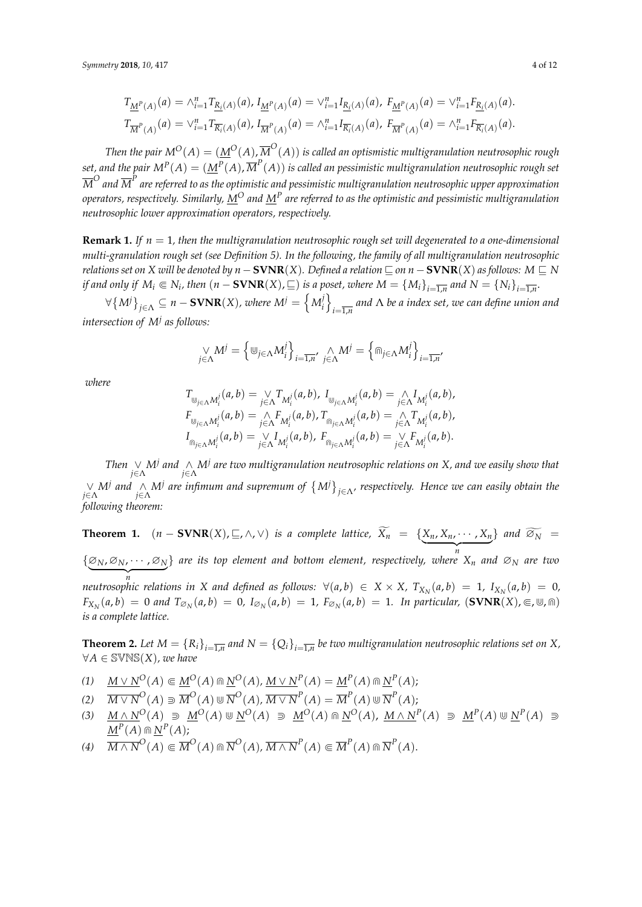$$T_{\underline{M}^P(A)}(a) = \wedge_{i=1}^n T_{\underline{R_i}(A)}(a),\ I_{\underline{M}^P(A)}(a) = \vee_{i=1}^n I_{\underline{R_i}(A)}(a),\ F_{\underline{M}^P(A)}(a) = \vee_{i=1}^n F_{\underline{R_i}(A)}(a).$$
$$T_{\overline{M}^P(A)}(a) = \vee_{i=1}^n T_{\overline{R_i}(A)}(a),\ I_{\overline{M}^P(A)}(a) = \wedge_{i=1}^n I_{\overline{R_i}(A)}(a),\ F_{\overline{M}^P(A)}(a) = \wedge_{i=1}^n F_{\overline{R_i}(A)}(a).$$

*Then the pair $M^O(A) = (\underline{M}^O(A), \overline{M}^O(A))$ is called an optisমistic multigranulation neutrosophic rough set, and the pair $M^P(A) = (\underline{M}^P(A), \overline{M}^P(A))$ is called an pessimistic multigranulation neutrosophic rough set $\overline{M}^O$ and $\overline{M}^P$ are referred to as the optimistic and pessimistic multigranulation neutrosophic upper approximation operators, respectively. Similarly, $\underline{M}^O$ and $\underline{M}^P$ are referred to as the optimistic and pessimistic multigranulation neutrosophic lower approximation operators, respectively.*

**Remark 1.** *If $n = 1$, then the multigranulation neutrosophic rough set will degenerated to a one-dimensional multi-granulation rough set (see Definition 5). In the following, the family of all multigranulation neutrosophic relations set on $X$ will be denoted by $n - \mathbf{SVNR}(X)$. Defined a relation $\sqsubseteq$ on $n - \mathbf{SVNR}(X)$ as follows: $M \sqsubseteq N$ if and only if $M_i \Subset N_i$, then $(n - \mathbf{SVNR}(X), \sqsubseteq)$ is a poset, where $M = \{M_i\}_{i=\overline{1,n}}$ and $N = \{N_i\}_{i=\overline{1,n}}$.*

*$\forall \{M^j\}_{j\in\Lambda} \subseteq n - \mathbf{SVNR}(X)$, where $M^j = \left\{M_i^j\right\}_{i=\overline{1,n}}$ and $\Lambda$ be a index set, we can define union and intersection of $M^j$ as follows:*

$$\underset{j\in\Lambda}{\vee} M^j = \left\{\Cup_{j\in\Lambda} M_i^j\right\}_{i=\overline{1,n}},\ \underset{j\in\Lambda}{\wedge} M^j = \left\{\Cap_{j\in\Lambda} M_i^j\right\}_{i=\overline{1,n}},$$

*where*

$$\begin{aligned}
T_{\Cup_{j\in\Lambda} M_i^j}(a,b) &= \underset{j\in\Lambda}{\vee} T_{M_i^j}(a,b),\ I_{\Cup_{j\in\Lambda} M_i^j}(a,b) = \underset{j\in\Lambda}{\wedge} I_{M_i^j}(a,b),\\
F_{\Cup_{j\in\Lambda} M_i^j}(a,b) &= \underset{j\in\Lambda}{\wedge} F_{M_i^j}(a,b),\ T_{\Cap_{j\in\Lambda} M_i^j}(a,b) = \underset{j\in\Lambda}{\wedge} T_{M_i^j}(a,b),\\
I_{\Cap_{j\in\Lambda} M_i^j}(a,b) &= \underset{j\in\Lambda}{\vee} I_{M_i^j}(a,b),\ F_{\Cap_{j\in\Lambda} M_i^j}(a,b) = \underset{j\in\Lambda}{\vee} F_{M_i^j}(a,b).
\end{aligned}$$

*Then $\underset{j\in\Lambda}{\vee} M^j$ and $\underset{j\in\Lambda}{\wedge} M^j$ are two multigranulation neutrosophic relations on $X$, and we easily show that $\underset{j\in\Lambda}{\vee} M^j$ and $\underset{j\in\Lambda}{\wedge} M^j$ are infimum and supremum of $\{M^j\}_{j\in\Lambda}$, respectively. Hence we can easily obtain the following theorem:*

**Theorem 1.** *$(n - \mathbf{SVNR}(X), \sqsubseteq, \wedge, \vee)$ is a complete lattice, $\widetilde{X_n} = \{\underbrace{X_n, X_n, \cdots, X_n}_{n}\}$ and $\widetilde{\varnothing_N} = \{\underbrace{\varnothing_N, \varnothing_N, \cdots, \varnothing_N}_{n}\}$ are its top element and bottom element, respectively, where $X_n$ and $\varnothing_N$ are two neutrosophic relations in $X$ and defined as follows: $\forall (a,b) \in X \times X$, $T_{X_N}(a,b) = 1$, $I_{X_N}(a,b) = 0$, $F_{X_N}(a,b) = 0$ and $T_{\varnothing_N}(a,b) = 0$, $I_{\varnothing_N}(a,b) = 1$, $F_{\varnothing_N}(a,b) = 1$. In particular, $(\mathbf{SVNR}(X), \Subset, \Cup, \Cap)$ is a complete lattice.*

**Theorem 2.** *Let $M = \{R_i\}_{i=\overline{1,n}}$ and $N = \{Q_i\}_{i=\overline{1,n}}$ be two multigranulation neutrosophic relations set on $X$, $\forall A \in \mathbb{SVNS}(X)$, we have*

*(1)* $\underline{M \vee N}^O(A) \Subset \underline{M}^O(A) \Cap \underline{N}^O(A)$, $\underline{M \vee N}^P(A) = \underline{M}^P(A) \Cap \underline{N}^P(A)$;

*(2)* $\overline{M \vee N}^O(A) \Supset \overline{M}^O(A) \Cup \overline{N}^O(A)$, $\overline{M \vee N}^P(A) = \overline{M}^P(A) \Cup \overline{N}^P(A)$;

*(3)* $\underline{M \wedge N}^O(A) \Supset \underline{M}^O(A) \Cup \underline{N}^O(A) \Supset \underline{M}^O(A) \Cap \underline{N}^O(A)$, $\underline{M \wedge N}^P(A) \Supset \underline{M}^P(A) \Cup \underline{N}^P(A) \Supset \underline{M}^P(A) \Cap \underline{N}^P(A)$;

*(4)* $\overline{M \wedge N}^O(A) \Subset \overline{M}^O(A) \Cap \overline{N}^O(A)$, $\overline{M \wedge N}^P(A) \Subset \overline{M}^P(A) \Cap \overline{N}^P(A)$.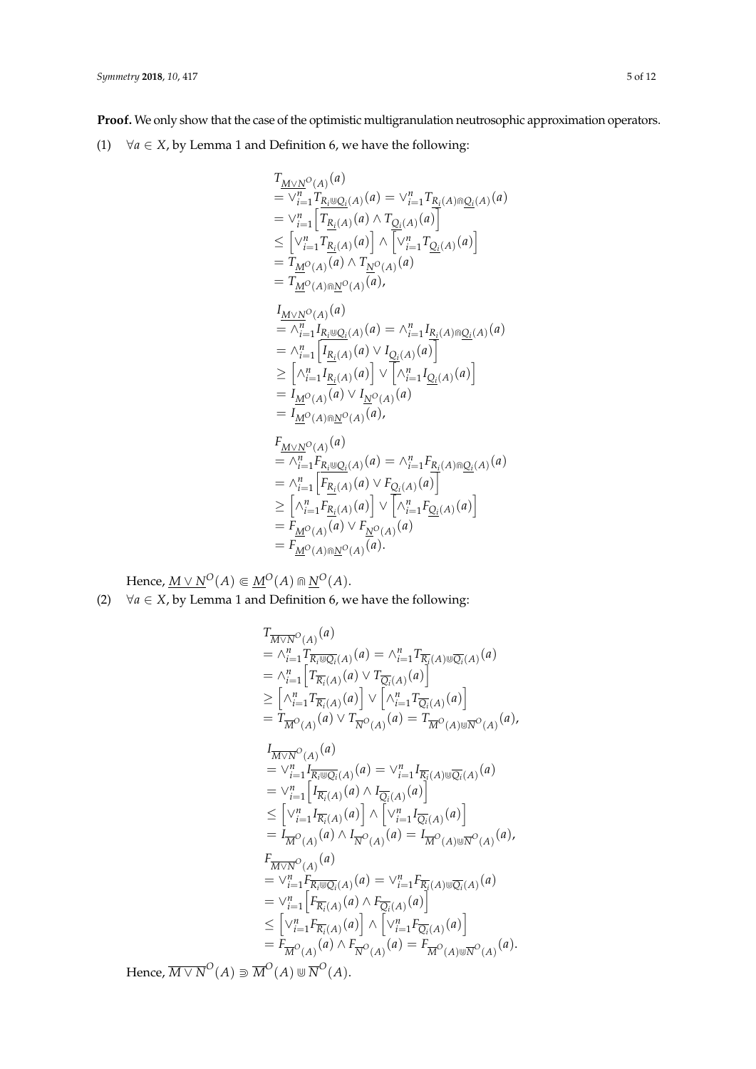**Proof.** We only show that the case of the optimistic multigranulation neutrosophic approximation operators.

(1) $\forall a \in X$, by Lemma 1 and Definition 6, we have the following:

$$
\begin{aligned}
& T_{\underline{M \vee N}^O(A)}(a) \\
&= \vee_{i=1}^n T_{\underline{R_i \Cup Q_i}(A)}(a) = \vee_{i=1}^n T_{\underline{R_i}(A) \Cap \underline{Q_i}(A)}(a) \\
&= \vee_{i=1}^n \left[ T_{\underline{R_i}(A)}(a) \wedge T_{\underline{Q_i}(A)}(a) \right] \\
&\le \left[ \vee_{i=1}^n T_{\underline{R_i}(A)}(a) \right] \wedge \left[ \vee_{i=1}^n T_{\underline{Q_i}(A)}(a) \right] \\
&= T_{\underline{M}^O(A)}(a) \wedge T_{\underline{N}^O(A)}(a) \\
&= T_{\underline{M}^O(A) \Cap \underline{N}^O(A)}(a),
\end{aligned}
$$

$$
\begin{aligned}
& I_{\underline{M \vee N}^O(A)}(a) \\
&= \wedge_{i=1}^n I_{\underline{R_i \Cup Q_i}(A)}(a) = \wedge_{i=1}^n I_{\underline{R_i}(A) \Cap \underline{Q_i}(A)}(a) \\
&= \wedge_{i=1}^n \left[ I_{\underline{R_i}(A)}(a) \vee I_{\underline{Q_i}(A)}(a) \right] \\
&\ge \left[ \wedge_{i=1}^n I_{\underline{R_i}(A)}(a) \right] \vee \left[ \wedge_{i=1}^n I_{\underline{Q_i}(A)}(a) \right] \\
&= I_{\underline{M}^O(A)}(a) \vee I_{\underline{N}^O(A)}(a) \\
&= I_{\underline{M}^O(A) \Cap \underline{N}^O(A)}(a),
\end{aligned}
$$

$$
\begin{aligned}
& F_{\underline{M \vee N}^O(A)}(a) \\
&= \wedge_{i=1}^n F_{\underline{R_i \Cup Q_i}(A)}(a) = \wedge_{i=1}^n F_{\underline{R_i}(A) \Cap \underline{Q_i}(A)}(a) \\
&= \wedge_{i=1}^n \left[ F_{\underline{R_i}(A)}(a) \vee F_{\underline{Q_i}(A)}(a) \right] \\
&\ge \left[ \wedge_{i=1}^n F_{\underline{R_i}(A)}(a) \right] \vee \left[ \wedge_{i=1}^n F_{\underline{Q_i}(A)}(a) \right] \\
&= F_{\underline{M}^O(A)}(a) \vee F_{\underline{N}^O(A)}(a) \\
&= F_{\underline{M}^O(A) \Cap \underline{N}^O(A)}(a).
\end{aligned}
$$

Hence, $\underline{M \vee N}^O(A) \Subset \underline{M}^O(A) \Cap \underline{N}^O(A)$.

(2) $\forall a \in X$, by Lemma 1 and Definition 6, we have the following:

$$
\begin{aligned}
& T_{\overline{M \vee N}^O(A)}(a) \\
&= \wedge_{i=1}^n T_{\overline{R_i \Cup Q_i}(A)}(a) = \wedge_{i=1}^n T_{\overline{R_i}(A) \Cup \overline{Q_i}(A)}(a) \\
&= \wedge_{i=1}^n \left[ T_{\overline{R_i}(A)}(a) \vee T_{\overline{Q_i}(A)}(a) \right] \\
&\ge \left[ \wedge_{i=1}^n T_{\overline{R_i}(A)}(a) \right] \vee \left[ \wedge_{i=1}^n T_{\overline{Q_i}(A)}(a) \right] \\
&= T_{\overline{M}^O(A)}(a) \vee T_{\overline{N}^O(A)}(a) = T_{\overline{M}^O(A) \Cup \overline{N}^O(A)}(a),
\end{aligned}
$$

$$
\begin{aligned}
& I_{\overline{M \vee N}^O(A)}(a) \\
&= \vee_{i=1}^n I_{\overline{R_i \Cup Q_i}(A)}(a) = \vee_{i=1}^n I_{\overline{R_i}(A) \Cup \overline{Q_i}(A)}(a) \\
&= \vee_{i=1}^n \left[ I_{\overline{R_i}(A)}(a) \wedge I_{\overline{Q_i}(A)}(a) \right] \\
&\le \left[ \vee_{i=1}^n I_{\overline{R_i}(A)}(a) \right] \wedge \left[ \vee_{i=1}^n I_{\overline{Q_i}(A)}(a) \right] \\
&= I_{\overline{M}^O(A)}(a) \wedge I_{\overline{N}^O(A)}(a) = I_{\overline{M}^O(A) \Cup \overline{N}^O(A)}(a),
\end{aligned}
$$

$$
\begin{aligned}
& F_{\overline{M \vee N}^O(A)}(a) \\
&= \vee_{i=1}^n F_{\overline{R_i \Cup Q_i}(A)}(a) = \vee_{i=1}^n F_{\overline{R_i}(A) \Cup \overline{Q_i}(A)}(a) \\
&= \vee_{i=1}^n \left[ F_{\overline{R_i}(A)}(a) \wedge F_{\overline{Q_i}(A)}(a) \right] \\
&\le \left[ \vee_{i=1}^n F_{\overline{R_i}(A)}(a) \right] \wedge \left[ \vee_{i=1}^n F_{\overline{Q_i}(A)}(a) \right] \\
&= F_{\overline{M}^O(A)}(a) \wedge F_{\overline{N}^O(A)}(a) = F_{\overline{M}^O(A) \Cup \overline{N}^O(A)}(a).
\end{aligned}
$$

Hence, $\overline{M \vee N}^O(A) \Supset \overline{M}^O(A) \Cup \overline{N}^O(A)$.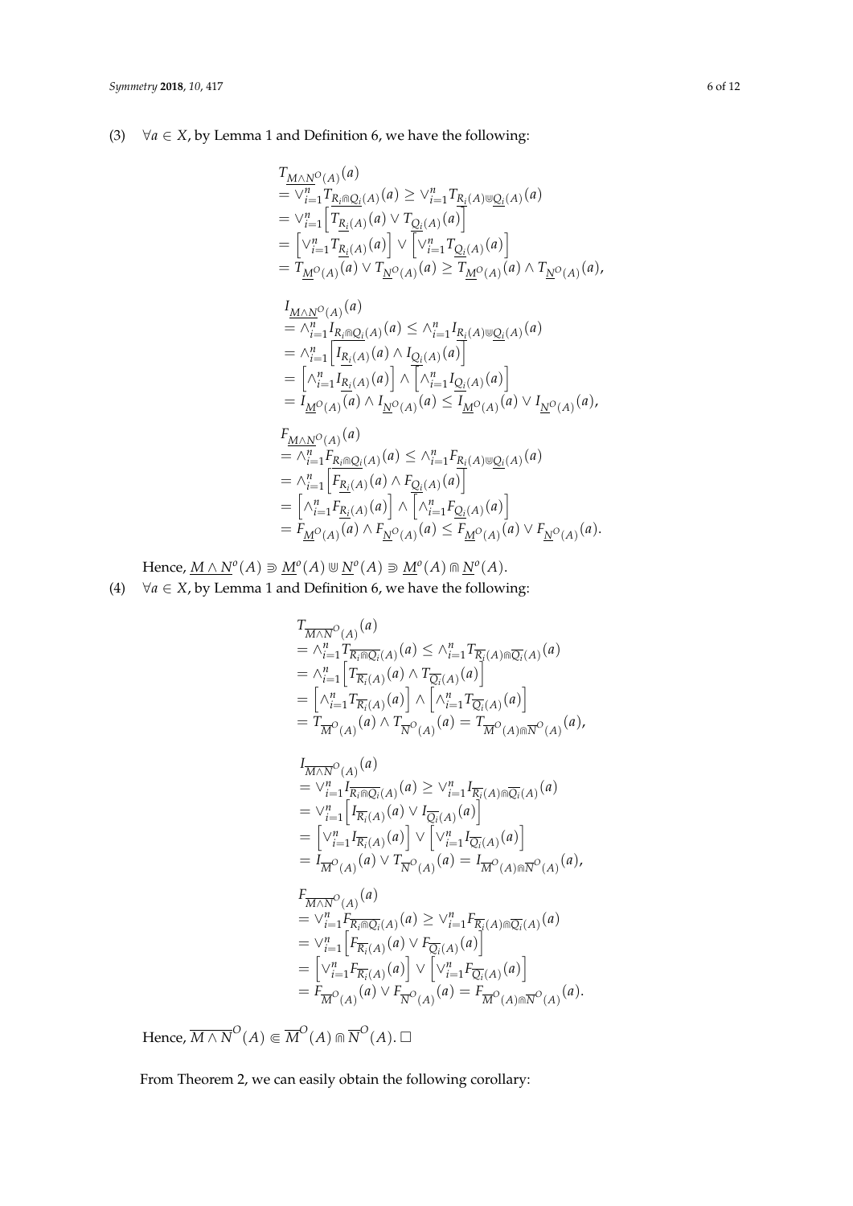(3) $\forall a \in X$, by Lemma 1 and Definition 6, we have the following:

$$
\begin{aligned}
& T_{\underline{M \wedge N}^O(A)}(a) \\
& = \vee_{i=1}^{n} T_{\underline{R_i \Cap Q_i}(A)}(a) \geq \vee_{i=1}^{n} T_{\underline{R_i}(A) \Cup \underline{Q_i}(A)}(a) \\
& = \vee_{i=1}^{n} \left[ T_{\underline{R_i}(A)}(a) \vee T_{\underline{Q_i}(A)}(a) \right] \\
& = \left[ \vee_{i=1}^{n} T_{\underline{R_i}(A)}(a) \right] \vee \left[ \vee_{i=1}^{n} T_{\underline{Q_i}(A)}(a) \right] \\
& = T_{\underline{M}^O(A)}(a) \vee T_{\underline{N}^O(A)}(a) \geq T_{\underline{M}^O(A)}(a) \wedge T_{\underline{N}^O(A)}(a),
\end{aligned}
$$

$$
\begin{aligned}
& I_{\underline{M \wedge N}^O(A)}(a) \\
& = \wedge_{i=1}^{n} I_{\underline{R_i \Cap Q_i}(A)}(a) \leq \wedge_{i=1}^{n} I_{\underline{R_i}(A) \Cup \underline{Q_i}(A)}(a) \\
& = \wedge_{i=1}^{n} \left[ I_{\underline{R_i}(A)}(a) \wedge I_{\underline{Q_i}(A)}(a) \right] \\
& = \left[ \wedge_{i=1}^{n} I_{\underline{R_i}(A)}(a) \right] \wedge \left[ \wedge_{i=1}^{n} I_{\underline{Q_i}(A)}(a) \right] \\
& = I_{\underline{M}^O(A)}(a) \wedge I_{\underline{N}^O(A)}(a) \leq I_{\underline{M}^O(A)}(a) \vee I_{\underline{N}^O(A)}(a),
\end{aligned}
$$

$$
\begin{aligned}
& F_{\underline{M \wedge N}^O(A)}(a) \\
& = \wedge_{i=1}^{n} F_{\underline{R_i \Cap Q_i}(A)}(a) \leq \wedge_{i=1}^{n} F_{\underline{R_i}(A) \Cup \underline{Q_i}(A)}(a) \\
& = \wedge_{i=1}^{n} \left[ F_{\underline{R_i}(A)}(a) \wedge F_{\underline{Q_i}(A)}(a) \right] \\
& = \left[ \wedge_{i=1}^{n} F_{\underline{R_i}(A)}(a) \right] \wedge \left[ \wedge_{i=1}^{n} F_{\underline{Q_i}(A)}(a) \right] \\
& = F_{\underline{M}^O(A)}(a) \wedge F_{\underline{N}^O(A)}(a) \leq F_{\underline{M}^O(A)}(a) \vee F_{\underline{N}^O(A)}(a).
\end{aligned}
$$

Hence, $\underline{M \wedge N}^o(A) \Supset \underline{M}^o(A) \Cup \underline{N}^o(A) \Supset \underline{M}^o(A) \Cap \underline{N}^o(A)$.

(4) $\forall a \in X$, by Lemma 1 and Definition 6, we have the following:

$$
\begin{aligned}
& T_{\overline{M \wedge N}^O(A)}(a) \\
& = \wedge_{i=1}^{n} T_{\overline{R_i \Cap Q_i}(A)}(a) \leq \wedge_{i=1}^{n} T_{\overline{R_i}(A) \Cap \overline{Q_i}(A)}(a) \\
& = \wedge_{i=1}^{n} \left[ T_{\overline{R_i}(A)}(a) \wedge T_{\overline{Q_i}(A)}(a) \right] \\
& = \left[ \wedge_{i=1}^{n} T_{\overline{R_i}(A)}(a) \right] \wedge \left[ \wedge_{i=1}^{n} T_{\overline{Q_i}(A)}(a) \right] \\
& = T_{\overline{M}^O(A)}(a) \wedge T_{\overline{N}^O(A)}(a) = T_{\overline{M}^O(A) \Cap \overline{N}^O(A)}(a),
\end{aligned}
$$

$$
\begin{aligned}
& I_{\overline{M \wedge N}^O(A)}(a) \\
& = \vee_{i=1}^{n} I_{\overline{R_i \Cap Q_i}(A)}(a) \geq \vee_{i=1}^{n} I_{\overline{R_i}(A) \Cap \overline{Q_i}(A)}(a) \\
& = \vee_{i=1}^{n} \left[ I_{\overline{R_i}(A)}(a) \vee I_{\overline{Q_i}(A)}(a) \right] \\
& = \left[ \vee_{i=1}^{n} I_{\overline{R_i}(A)}(a) \right] \vee \left[ \vee_{i=1}^{n} I_{\overline{Q_i}(A)}(a) \right] \\
& = I_{\overline{M}^O(A)}(a) \vee T_{\overline{N}^O(A)}(a) = I_{\overline{M}^O(A) \Cap \overline{N}^O(A)}(a),
\end{aligned}
$$

$$
\begin{aligned}
& F_{\overline{M \wedge N}^O(A)}(a) \\
& = \vee_{i=1}^{n} F_{\overline{R_i \Cap Q_i}(A)}(a) \geq \vee_{i=1}^{n} F_{\overline{R_i}(A) \Cap \overline{Q_i}(A)}(a) \\
& = \vee_{i=1}^{n} \left[ F_{\overline{R_i}(A)}(a) \vee F_{\overline{Q_i}(A)}(a) \right] \\
& = \left[ \vee_{i=1}^{n} F_{\overline{R_i}(A)}(a) \right] \vee \left[ \vee_{i=1}^{n} F_{\overline{Q_i}(A)}(a) \right] \\
& = F_{\overline{M}^O(A)}(a) \vee F_{\overline{N}^O(A)}(a) = F_{\overline{M}^O(A) \Cap \overline{N}^O(A)}(a).
\end{aligned}
$$

Hence, $\overline{M \wedge N}^O(A) \Subset \overline{M}^O(A) \Cap \overline{N}^O(A)$. □

From Theorem 2, we can easily obtain the following corollary: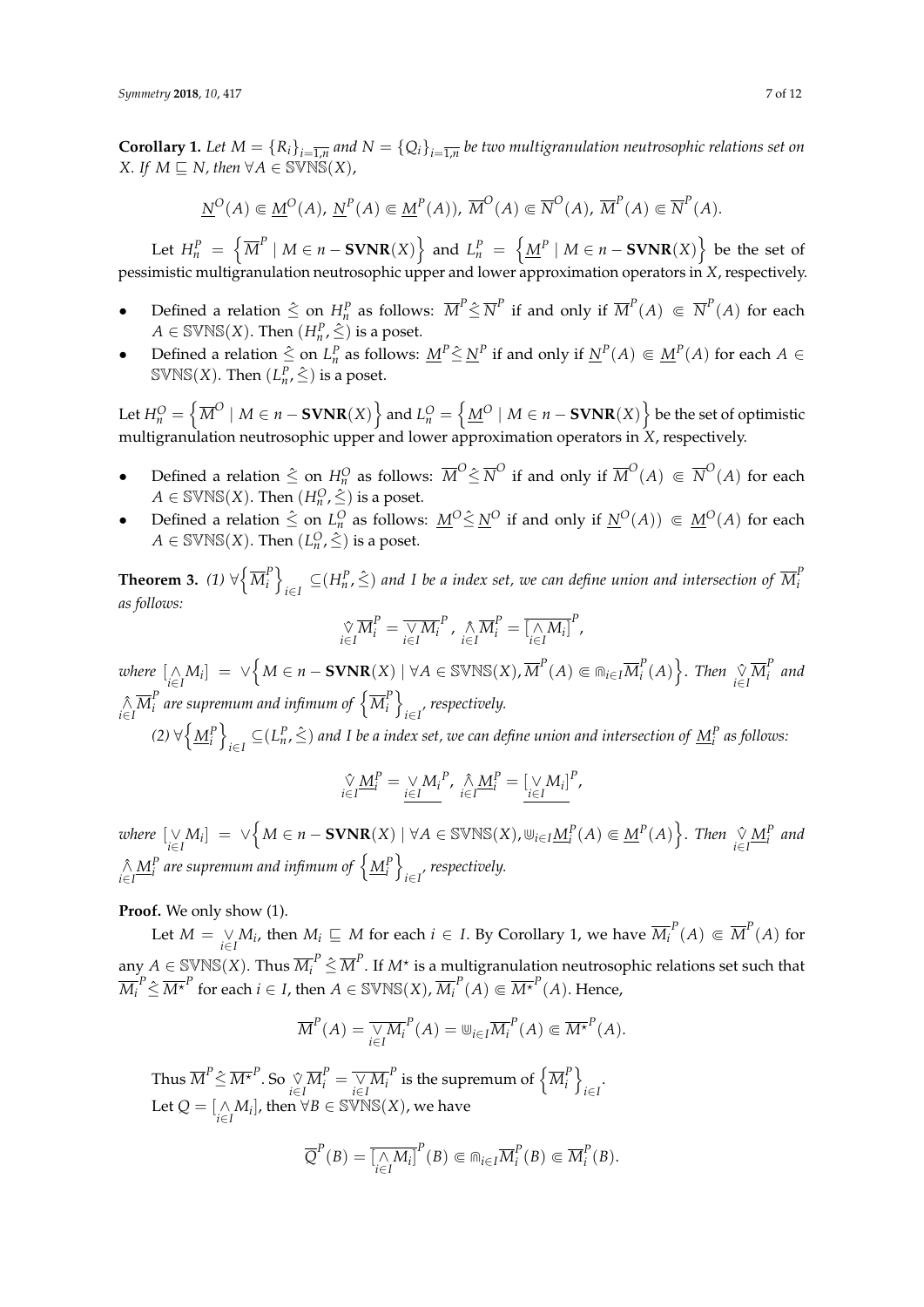**Corollary 1.** *Let $M = \{R_i\}_{i=\overline{1,n}}$ and $N = \{Q_i\}_{i=\overline{1,n}}$ be two multigranulation neutrosophic relations set on $X$. If $M \sqsubseteq N$, then $\forall A \in \mathbb{SVNS}(X)$,*

$$\underline{N}^O(A) \Subset \underline{M}^O(A),\ \underline{N}^P(A) \Subset \underline{M}^P(A)),\ \overline{M}^O(A) \Subset \overline{N}^O(A),\ \overline{M}^P(A) \Subset \overline{N}^P(A).$$

Let $H_n^P = \left\{ \overline{M}^P \mid M \in n - \mathbf{SVNR}(X) \right\}$ and $L_n^P = \left\{ \underline{M}^P \mid M \in n - \mathbf{SVNR}(X) \right\}$ be the set of pessimistic multigranulation neutrosophic upper and lower approximation operators in $X$, respectively.

- Defined a relation $\hat{\lesssim}$ on $H_n^P$ as follows: $\overline{M}^P \hat{\lesssim} \overline{N}^P$ if and only if $\overline{M}^P(A) \Subset \overline{N}^P(A)$ for each $A \in \mathbb{SVNS}(X)$. Then $(H_n^P, \hat{\lesssim})$ is a poset.
- Defined a relation $\hat{\lesssim}$ on $L_n^P$ as follows: $\underline{M}^P \hat{\lesssim} \underline{N}^P$ if and only if $\underline{N}^P(A) \Subset \underline{M}^P(A)$ for each $A \in \mathbb{SVNS}(X)$. Then $(L_n^P, \hat{\lesssim})$ is a poset.

Let $H_n^O = \left\{ \overline{M}^O \mid M \in n - \mathbf{SVNR}(X) \right\}$ and $L_n^O = \left\{ \underline{M}^O \mid M \in n - \mathbf{SVNR}(X) \right\}$ be the set of optimistic multigranulation neutrosophic upper and lower approximation operators in $X$, respectively.

- Defined a relation $\hat{\lesssim}$ on $H_n^O$ as follows: $\overline{M}^O \hat{\lesssim} \overline{N}^O$ if and only if $\overline{M}^O(A) \Subset \overline{N}^O(A)$ for each $A \in \mathbb{SVNS}(X)$. Then $(H_n^O, \hat{\lesssim})$ is a poset.
- Defined a relation $\hat{\lesssim}$ on $L_n^O$ as follows: $\underline{M}^O \hat{\lesssim} \underline{N}^O$ if and only if $\underline{N}^O(A)) \Subset \underline{M}^O(A)$ for each $A \in \mathbb{SVNS}(X)$. Then $(L_n^O, \hat{\lesssim})$ is a poset.

**Theorem 3.** *(1) $\forall \left\{ \overline{M_i}^P \right\}_{i \in I} \subseteq (H_n^P, \hat{\lesssim})$ and I be a index set, we can define union and intersection of $\overline{M_i}^P$ as follows:*

$$\hat{\vee}_{i \in I} \overline{M}_i^P = \overline{\vee_{i \in I} M_i}^P,\ \hat{\wedge}_{i \in I} \overline{M}_i^P = \overline{[\wedge_{i \in I} M_i]}^P,$$

*where $[\wedge_{i \in I} M_i] = \vee \left\{ M \in n - \mathbf{SVNR}(X) \mid \forall A \in \mathbb{SVNS}(X), \overline{M}^P(A) \Subset \Cap_{i \in I} \overline{M}_i^P(A) \right\}$. Then $\hat{\vee}_{i \in I} \overline{M}_i^P$ and $\hat{\wedge}_{i \in I} \overline{M}_i^P$ are supremum and infimum of $\left\{ \overline{M}_i^P \right\}_{i \in I}$, respectively.*

*(2) $\forall \left\{ \underline{M}_i^P \right\}_{i \in I} \subseteq (L_n^P, \hat{\lesssim})$ and I be a index set, we can define union and intersection of $\underline{M}_i^P$ as follows:*

$$\hat{\vee}_{i \in I} \underline{M}_i^P = \underline{\vee_{i \in I} M_i}^P,\ \hat{\wedge}_{i \in I} \underline{M}_i^P = \underline{[\vee_{i \in I} M_i]}^P,$$

*where $[\vee_{i \in I} M_i] = \vee \left\{ M \in n - \mathbf{SVNR}(X) \mid \forall A \in \mathbb{SVNS}(X), \Cup_{i \in I} \underline{M}_i^P(A) \Subset \underline{M}^P(A) \right\}$. Then $\hat{\vee}_{i \in I} \underline{M}_i^P$ and $\hat{\wedge}_{i \in I} \underline{M}_i^P$ are supremum and infimum of $\left\{ \underline{M}_i^P \right\}_{i \in I}$, respectively.*

**Proof.** We only show (1).

Let $M = \vee_{i \in I} M_i$, then $M_i \sqsubseteq M$ for each $i \in I$. By Corollary 1, we have $\overline{M_i}^P(A) \Subset \overline{M}^P(A)$ for any $A \in \mathbb{SVNS}(X)$. Thus $\overline{M_i}^P \hat{\lesssim} \overline{M}^P$. If $M^\star$ is a multigranulation neutrosophic relations set such that $\overline{M_i}^P \hat{\lesssim} \overline{M^\star}^P$ for each $i \in I$, then $A \in \mathbb{SVNS}(X)$, $\overline{M_i}^P(A) \Subset \overline{M^\star}^P(A)$. Hence,

$$\overline{M}^P(A) = \overline{\vee_{i \in I} M_i}^P(A) = \Cup_{i \in I} \overline{M_i}^P(A) \Subset \overline{M^\star}^P(A).$$

Thus $\overline{M}^P \hat{\lesssim} \overline{M^\star}^P$. So $\hat{\vee}_{i \in I} \overline{M}_i^P = \overline{\vee_{i \in I} M_i}^P$ is the supremum of $\left\{ \overline{M}_i^P \right\}_{i \in I}$.

Let $Q = [\wedge_{i \in I} M_i]$, then $\forall B \in \mathbb{SVNS}(X)$, we have

$$\overline{Q}^P(B) = \overline{[\wedge_{i \in I} M_i]}^P(B) \Subset \Cap_{i \in I} \overline{M}_i^P(B) \Subset \overline{M}_i^P(B).$$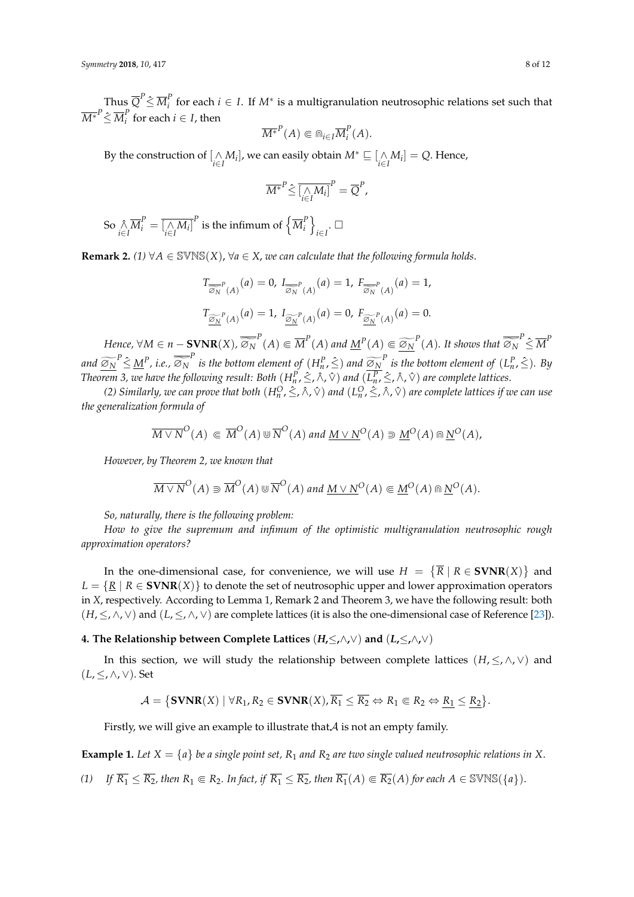Thus $\overline{Q}^P \hat{\leq} \overline{M_i}^P$ for each $i \in I$. If $M^*$ is a multigranulation neutrosophic relations set such that $\overline{M^*}^P \hat{\leq} \overline{M_i}^P$ for each $i \in I$, then

$$\overline{M^*}^P(A) \Subset \Cap_{i \in I} \overline{M_i}^P(A).$$

By the construction of $[\underset{i \in I}{\wedge} M_i]$, we can easily obtain $M^* \sqsubseteq [\underset{i \in I}{\wedge} M_i] = Q$. Hence,

$$\overline{M^*}^P \hat{\leq} \overline{[\underset{i \in I}{\wedge} M_i]}^P = \overline{Q}^P,$$

So $\underset{i \in I}{\hat{\wedge}} \overline{M_i}^P = \overline{[\underset{i \in I}{\wedge} M_i]}^P$ is the infimum of $\left\{\overline{M_i}^P\right\}_{i \in I}$. □

**Remark 2.** *(1) $\forall A \in \mathbb{SVNS}(X)$, $\forall a \in X$, we can calculate that the following formula holds.*

$$T_{\overline{\varnothing_N}^P(A)}(a) = 0,\ I_{\overline{\varnothing_N}^P(A)}(a) = 1,\ F_{\overline{\varnothing_N}^P(A)}(a) = 1,$$

$$T_{\underline{\widetilde{\varnothing_N}}^P(A)}(a) = 1,\ I_{\underline{\widetilde{\varnothing_N}}^P(A)}(a) = 0,\ F_{\underline{\widetilde{\varnothing_N}}^P(A)}(a) = 0.$$

*Hence, $\forall M \in n-\mathbf{SVNR}(X)$, $\overline{\varnothing_N}^P(A) \Subset \overline{M}^P(A)$ and $\underline{M}^P(A) \Subset \underline{\widetilde{\varnothing_N}}^P(A)$. It shows that $\overline{\varnothing_N}^P \hat{\leq} \overline{M}^P$ and $\underline{\widetilde{\varnothing_N}}^P \hat{\leq} \underline{M}^P$, i.e., $\overline{\varnothing_N}^P$ is the bottom element of $(H_n^P, \hat{\leq})$ and $\underline{\widetilde{\varnothing_N}}^P$ is the bottom element of $(L_n^P, \hat{\leq})$. By Theorem 3, we have the following result: Both $(H_n^P, \hat{\leq}, \hat{\wedge}, \hat{\vee})$ and $(L_n^P, \hat{\leq}, \hat{\wedge}, \hat{\vee})$ are complete lattices.*

*(2) Similarly, we can prove that both $(H_n^O, \hat{\leq}, \hat{\wedge}, \hat{\vee})$ and $(L_n^O, \hat{\leq}, \hat{\wedge}, \hat{\vee})$ are complete lattices if we can use the generalization formula of*

$$\overline{M \vee N}^O(A) \Subset \overline{M}^O(A) \Cup \overline{N}^O(A) \text{ and } \underline{M \vee N}^O(A) \Supset \underline{M}^O(A) \Cap \underline{N}^O(A),$$

*However, by Theorem 2, we known that*

$$\overline{M \vee N}^O(A) \Supset \overline{M}^O(A) \Cup \overline{N}^O(A) \text{ and } \underline{M \vee N}^O(A) \Subset \underline{M}^O(A) \Cap \underline{N}^O(A).$$

*So, naturally, there is the following problem:*

*How to give the supremum and infimum of the optimistic multigranulation neutrosophic rough approximation operators?*

In the one-dimensional case, for convenience, we will use $H = \{\overline{R} \mid R \in \mathbf{SVNR}(X)\}$ and $L = \{\underline{R} \mid R \in \mathbf{SVNR}(X)\}$ to denote the set of neutrosophic upper and lower approximation operators in $X$, respectively. According to Lemma 1, Remark 2 and Theorem 3, we have the following result: both $(H, \leq, \wedge, \vee)$ and $(L, \leq, \wedge, \vee)$ are complete lattices (it is also the one-dimensional case of Reference [23]).

## 4. The Relationship between Complete Lattices $(H, \leq, \wedge, \vee)$ and $(L, \leq, \wedge, \vee)$

In this section, we will study the relationship between complete lattices $(H, \leq, \wedge, \vee)$ and $(L, \leq, \wedge, \vee)$. Set

$$\mathcal{A} = \{\mathbf{SVNR}(X) \mid \forall R_1, R_2 \in \mathbf{SVNR}(X), \overline{R_1} \leq \overline{R_2} \Leftrightarrow R_1 \Subset R_2 \Leftrightarrow \underline{R_1} \leq \underline{R_2}\}.$$

Firstly, we will give an example to illustrate that $\mathcal{A}$ is not an empty family.

**Example 1.** *Let $X = \{a\}$ be a single point set, $R_1$ and $R_2$ are two single valued neutrosophic relations in $X$.*

*(1) If $\overline{R_1} \leq \overline{R_2}$, then $R_1 \Subset R_2$. In fact, if $\overline{R_1} \leq \overline{R_2}$, then $\overline{R_1}(A) \Subset \overline{R_2}(A)$ for each $A \in \mathbb{SVNS}(\{a\})$.*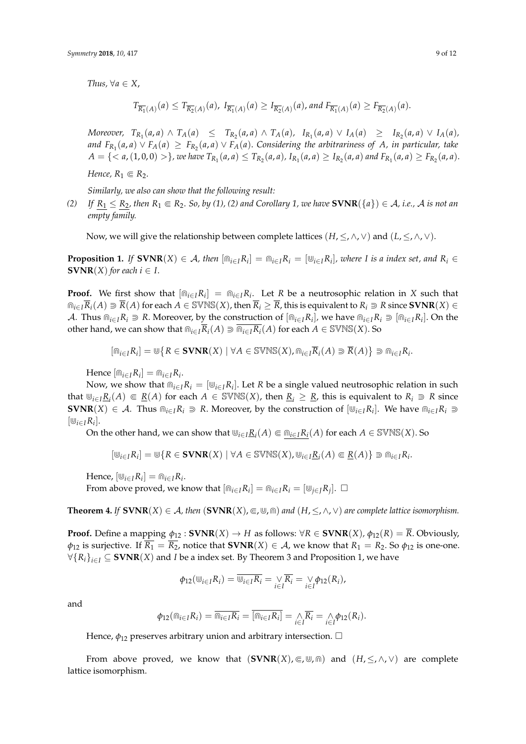*Thus, $\forall a \in X$,*

$$T_{\overline{R_1}(A)}(a) \leq T_{\overline{R_2}(A)}(a),\ I_{\overline{R_1}(A)}(a) \geq I_{\overline{R_2}(A)}(a), \text{ and } F_{\overline{R_1}(A)}(a) \geq F_{\overline{R_2}(A)}(a).$$

*Moreover, $T_{R_1}(a,a) \wedge T_A(a) \leq T_{R_2}(a,a) \wedge T_A(a)$, $I_{R_1}(a,a) \vee I_A(a) \geq I_{R_2}(a,a) \vee I_A(a)$, and $F_{R_1}(a,a) \vee F_A(a) \geq F_{R_2}(a,a) \vee F_A(a)$. Considering the arbitrariness of $A$, in particular, take $A = \{< a,(1,0,0) >\}$, we have $T_{R_1}(a,a) \leq T_{R_2}(a,a)$, $I_{R_1}(a,a) \geq I_{R_2}(a,a)$ and $F_{R_1}(a,a) \geq F_{R_2}(a,a)$.*

*Hence, $R_1 \Subset R_2$.*

*Similarly, we also can show that the following result:*

*(2) If $\underline{R_1} \leq \underline{R_2}$, then $R_1 \Subset R_2$. So, by (1), (2) and Corollary 1, we have $\mathbf{SVNR}(\{a\}) \in \mathcal{A}$, i.e., $\mathcal{A}$ is not an empty family.*

Now, we will give the relationship between complete lattices $(H, \leq, \wedge, \vee)$ and $(L, \leq, \wedge, \vee)$.

**Proposition 1.** *If $\mathbf{SVNR}(X) \in \mathcal{A}$, then $[\Cap_{i\in I} R_i] = \Cap_{i\in I} R_i = [\Cup_{i\in I} R_i]$, where $I$ is a index set, and $R_i \in \mathbf{SVNR}(X)$ for each $i \in I$.*

**Proof.** We first show that $[\Cap_{i\in I} R_i] = \Cap_{i\in I} R_i$. Let $R$ be a neutrosophic relation in $X$ such that $\Cap_{i\in I}\overline{R}_i(A) \Supset \overline{R}(A)$ for each $A \in \mathbb{SVNS}(X)$, then $\overline{R}_i \geq \overline{R}$, this is equivalent to $R_i \Supset R$ since $\mathbf{SVNR}(X) \in \mathcal{A}$. Thus $\Cap_{i\in I} R_i \Supset R$. Moreover, by the construction of $[\Cap_{i\in I} R_i]$, we have $\Cap_{i\in I} R_i \Supset [\Cap_{i\in I} R_i]$. On the other hand, we can show that $\Cap_{i\in I}\overline{R}_i(A) \Supset \overline{\Cap_{i\in I} R_i}(A)$ for each $A \in \mathbb{SVNS}(X)$. So

$$[\Cap_{i\in I} R_i] = \Cup\{R \in \mathbf{SVNR}(X) \mid \forall A \in \mathbb{SVNS}(X), \Cap_{i\in I}\overline{R}_i(A) \Supset \overline{R}(A)\} \Supset \Cap_{i\in I} R_i.$$

Hence $[\Cap_{i\in I} R_i] = \Cap_{i\in I} R_i$.

Now, we show that $\Cap_{i\in I} R_i = [\Cup_{i\in I} R_i]$. Let $R$ be a single valued neutrosophic relation in such that $\Cup_{i\in I}\underline{R_i}(A) \Subset \underline{R}(A)$ for each $A \in \mathbb{SVNS}(X)$, then $\underline{R_i} \geq \underline{R}$, this is equivalent to $R_i \Supset R$ since $\mathbf{SVNR}(X) \in \mathcal{A}$. Thus $\Cap_{i\in I} R_i \Supset R$. Moreover, by the construction of $[\Cup_{i\in I} R_i]$. We have $\Cap_{i\in I} R_i \Supset [\Cup_{i\in I} R_i]$.

On the other hand, we can show that $\Cup_{i\in I}\underline{R_i}(A) \Subset \underline{\Cap_{i\in I} R_i}(A)$ for each $A \in \mathbb{SVNS}(X)$. So

$$[\Cup_{i\in I} R_i] = \Cup\{R \in \mathbf{SVNR}(X) \mid \forall A \in \mathbb{SVNS}(X), \Cup_{i\in I}\underline{R_i}(A) \Subset \underline{R}(A)\} \Supset \Cap_{i\in I} R_i.$$

Hence, $[\Cup_{i\in I} R_i] = \Cap_{i\in I} R_i$.

From above proved, we know that $[\Cap_{i\in I} R_i] = \Cap_{i\in I} R_i = [\Cup_{j\in J} R_j]$. □

**Theorem 4.** *If $\mathbf{SVNR}(X) \in \mathcal{A}$, then $(\mathbf{SVNR}(X), \Subset, \Cup, \Cap)$ and $(H, \leq, \wedge, \vee)$ are complete lattice isomorphism.*

**Proof.** Define a mapping $\phi_{12} : \mathbf{SVNR}(X) \to H$ as follows: $\forall R \in \mathbf{SVNR}(X)$, $\phi_{12}(R) = \overline{R}$. Obviously, $\phi_{12}$ is surjective. If $\overline{R_1} = \overline{R_2}$, notice that $\mathbf{SVNR}(X) \in \mathcal{A}$, we know that $R_1 = R_2$. So $\phi_{12}$ is one-one. $\forall \{R_i\}_{i\in I} \subseteq \mathbf{SVNR}(X)$ and $I$ be a index set. By Theorem 3 and Proposition 1, we have

$$\phi_{12}(\Cup_{i\in I} R_i) = \overline{\Cup_{i\in I} R_i} = \underset{i\in I}{\vee}\overline{R_i} = \underset{i\in I}{\vee}\phi_{12}(R_i),$$

and

$$\phi_{12}(\Cap_{i\in I} R_i) = \overline{\Cap_{i\in I} R_i} = \overline{[\Cap_{i\in I} R_i]} = \underset{i\in I}{\wedge}\overline{R_i} = \underset{i\in I}{\wedge}\phi_{12}(R_i).$$

Hence, $\phi_{12}$ preserves arbitrary union and arbitrary intersection. □

From above proved, we know that $(\mathbf{SVNR}(X), \Subset, \Cup, \Cap)$ and $(H, \leq, \wedge, \vee)$ are complete lattice isomorphism.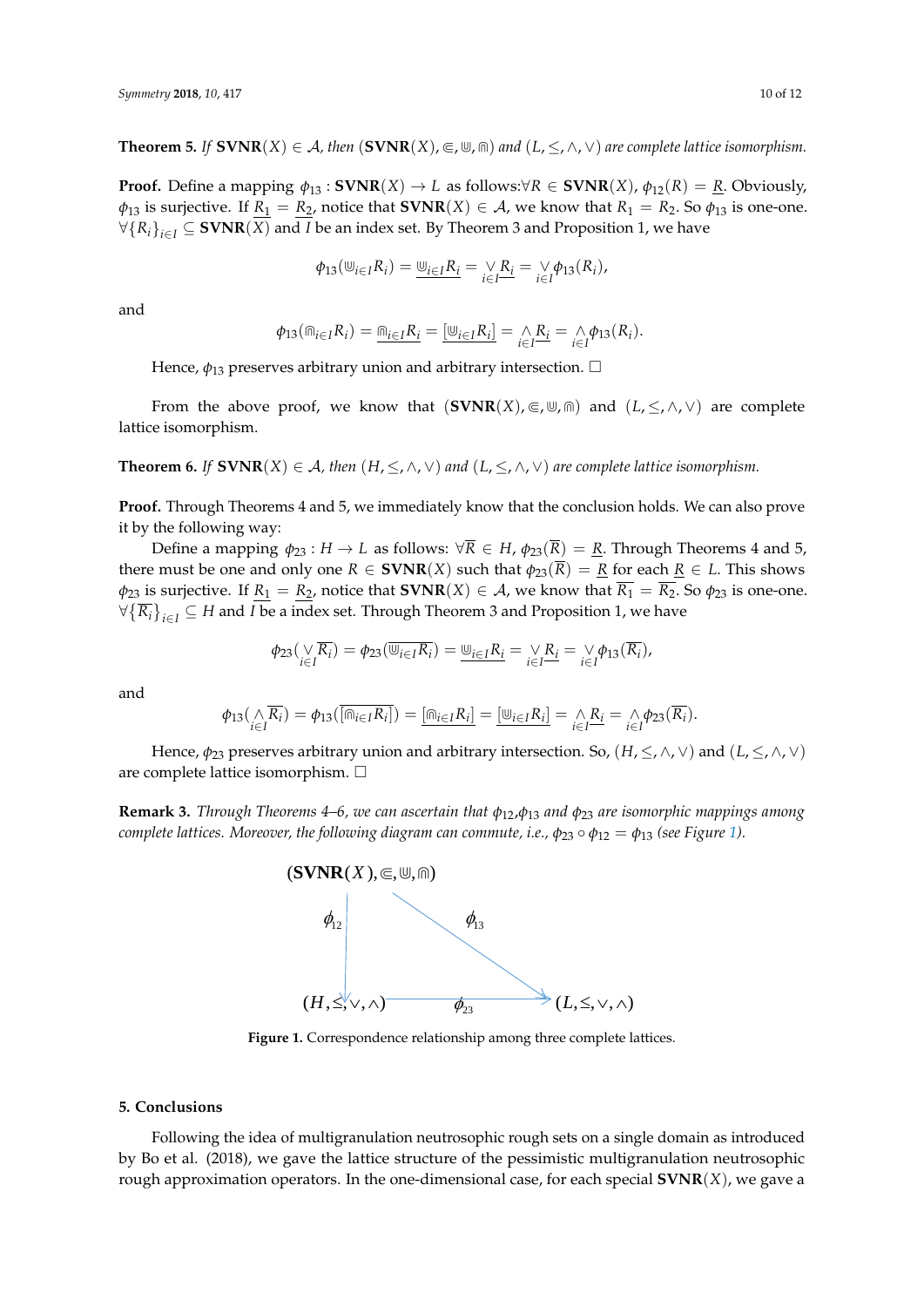**Theorem 5.** *If $\mathbf{SVNR}(X) \in \mathcal{A}$, then $(\mathbf{SVNR}(X), \Subset, \Cup, \Cap)$ and $(L, \leq, \wedge, \vee)$ are complete lattice isomorphism.*

**Proof.** Define a mapping $\phi_{13} : \mathbf{SVNR}(X) \to L$ as follows:$\forall R \in \mathbf{SVNR}(X)$, $\phi_{12}(R) = \underline{R}$. Obviously, $\phi_{13}$ is surjective. If $\underline{R_1} = \underline{R_2}$, notice that $\mathbf{SVNR}(X) \in \mathcal{A}$, we know that $R_1 = R_2$. So $\phi_{13}$ is one-one. $\forall \{R_i\}_{i \in I} \subseteq \mathbf{SVNR}(X)$ and $I$ be an index set. By Theorem 3 and Proposition 1, we have

$$\phi_{13}(\Cup_{i \in I} R_i) = \underline{\Cup_{i \in I} R_i} = \underset{i \in I}{\vee} \underline{R_i} = \underset{i \in I}{\vee} \phi_{13}(R_i),$$

and

$$\phi_{13}(\Cap_{i \in I} R_i) = \underline{\Cap_{i \in I} R_i} = \underline{[\Cup_{i \in I} R_i]} = \underset{i \in I}{\wedge} \underline{R_i} = \underset{i \in I}{\wedge} \phi_{13}(R_i).$$

Hence, $\phi_{13}$ preserves arbitrary union and arbitrary intersection. □

From the above proof, we know that $(\mathbf{SVNR}(X), \Subset, \Cup, \Cap)$ and $(L, \leq, \wedge, \vee)$ are complete lattice isomorphism.

**Theorem 6.** *If $\mathbf{SVNR}(X) \in \mathcal{A}$, then $(H, \leq, \wedge, \vee)$ and $(L, \leq, \wedge, \vee)$ are complete lattice isomorphism.*

**Proof.** Through Theorems 4 and 5, we immediately know that the conclusion holds. We can also prove it by the following way:

Define a mapping $\phi_{23} : H \to L$ as follows: $\forall \overline{R} \in H$, $\phi_{23}(\overline{R}) = \underline{R}$. Through Theorems 4 and 5, there must be one and only one $R \in \mathbf{SVNR}(X)$ such that $\phi_{23}(\overline{R}) = \underline{R}$ for each $\underline{R} \in L$. This shows $\phi_{23}$ is surjective. If $\underline{R_1} = \underline{R_2}$, notice that $\mathbf{SVNR}(X) \in \mathcal{A}$, we know that $\overline{R_1} = \overline{R_2}$. So $\phi_{23}$ is one-one. $\forall \{\overline{R_i}\}_{i \in I} \subseteq H$ and $I$ be a index set. Through Theorem 3 and Proposition 1, we have

$$\phi_{23}(\underset{i \in I}{\vee} \overline{R_i}) = \phi_{23}(\overline{\Cup_{i \in I} R_i}) = \underline{\Cup_{i \in I} R_i} = \underset{i \in I}{\vee} \underline{R_i} = \underset{i \in I}{\vee} \phi_{13}(\overline{R_i}),$$

and

$$\phi_{13}(\underset{i \in I}{\wedge} \overline{R_i}) = \phi_{13}(\overline{[\Cap_{i \in I} R_i]}) = \underline{[\Cap_{i \in I} R_i]} = \underline{[\Cup_{i \in I} R_i]} = \underset{i \in I}{\wedge} \underline{R_i} = \underset{i \in I}{\wedge} \phi_{23}(\overline{R_i}).$$

Hence, $\phi_{23}$ preserves arbitrary union and arbitrary intersection. So, $(H, \leq, \wedge, \vee)$ and $(L, \leq, \wedge, \vee)$ are complete lattice isomorphism. □

**Remark 3.** *Through Theorems 4–6, we can ascertain that $\phi_{12}$,$\phi_{13}$ and $\phi_{23}$ are isomorphic mappings among complete lattices. Moreover, the following diagram can commute, i.e., $\phi_{23} \circ \phi_{12} = \phi_{13}$ (see Figure 1).*

$$\begin{array}{ccc}
(\mathbf{SVNR}(X), \Subset, \Cup, \Cap) & & \\
\downarrow \phi_{12} & \searrow \phi_{13} & \\
(H, \leq, \vee, \wedge) & \xrightarrow{\phi_{23}} & (L, \leq, \vee, \wedge)
\end{array}$$

**Figure 1.** Correspondence relationship among three complete lattices.

## 5. Conclusions

Following the idea of multigranulation neutrosophic rough sets on a single domain as introduced by Bo et al. (2018), we gave the lattice structure of the pessimistic multigranulation neutrosophic rough approximation operators. In the one-dimensional case, for each special $\mathbf{SVNR}(X)$, we gave a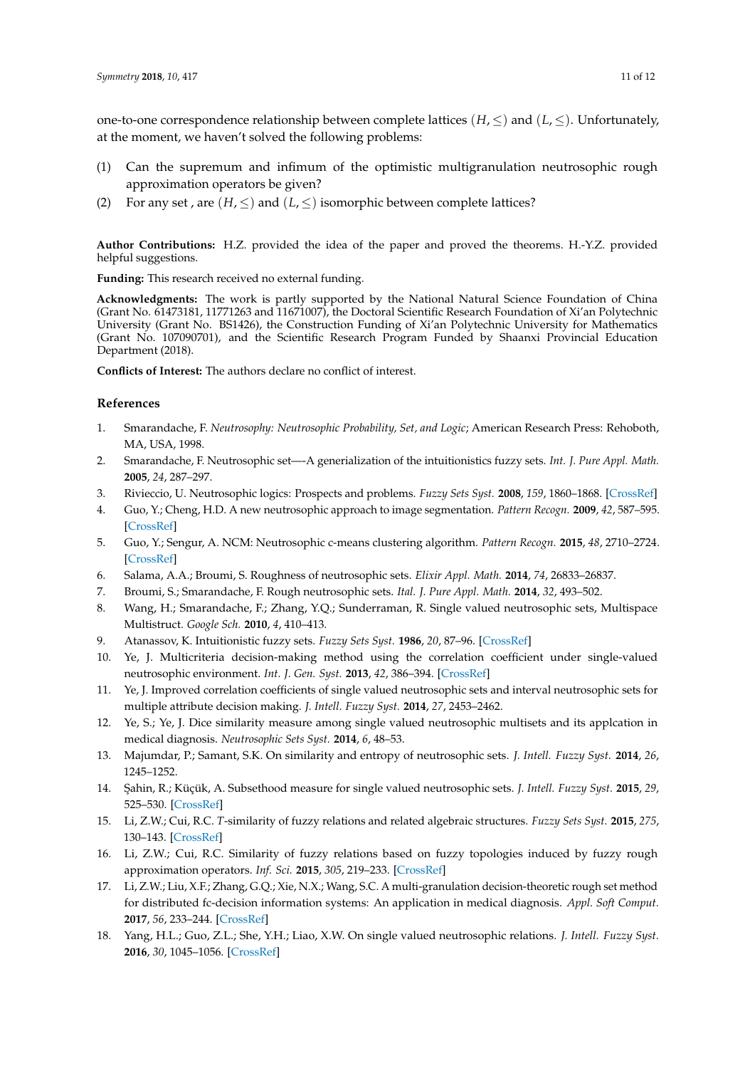one-to-one correspondence relationship between complete lattices $(H, \leq)$ and $(L, \leq)$. Unfortunately, at the moment, we haven't solved the following problems:

(1) Can the supremum and infimum of the optimistic multigranulation neutrosophic rough approximation operators be given?

(2) For any set , are $(H, \leq)$ and $(L, \leq)$ isomorphic between complete lattices?

**Author Contributions:** H.Z. provided the idea of the paper and proved the theorems. H.-Y.Z. provided helpful suggestions.

**Funding:** This research received no external funding.

**Acknowledgments:** The work is partly supported by the National Natural Science Foundation of China (Grant No. 61473181, 11771263 and 11671007), the Doctoral Scientific Research Foundation of Xi'an Polytechnic University (Grant No. BS1426), the Construction Funding of Xi'an Polytechnic University for Mathematics (Grant No. 107090701), and the Scientific Research Program Funded by Shaanxi Provincial Education Department (2018).

**Conflicts of Interest:** The authors declare no conflict of interest.

## References

1. Smarandache, F. *Neutrosophy: Neutrosophic Probability, Set, and Logic*; American Research Press: Rehoboth, MA, USA, 1998.
2. Smarandache, F. Neutrosophic set—-A generialization of the intuitionistics fuzzy sets. *Int. J. Pure Appl. Math.* **2005**, *24*, 287–297.
3. Rivieccio, U. Neutrosophic logics: Prospects and problems. *Fuzzy Sets Syst.* **2008**, *159*, 1860–1868. [CrossRef]
4. Guo, Y.; Cheng, H.D. A new neutrosophic approach to image segmentation. *Pattern Recogn.* **2009**, *42*, 587–595. [CrossRef]
5. Guo, Y.; Sengur, A. NCM: Neutrosophic c-means clustering algorithm. *Pattern Recogn.* **2015**, *48*, 2710–2724. [CrossRef]
6. Salama, A.A.; Broumi, S. Roughness of neutrosophic sets. *Elixir Appl. Math.* **2014**, *74*, 26833–26837.
7. Broumi, S.; Smarandache, F. Rough neutrosophic sets. *Ital. J. Pure Appl. Math.* **2014**, *32*, 493–502.
8. Wang, H.; Smarandache, F.; Zhang, Y.Q.; Sunderraman, R. Single valued neutrosophic sets, Multispace Multistruct. *Google Sch.* **2010**, *4*, 410–413.
9. Atanassov, K. Intuitionistic fuzzy sets. *Fuzzy Sets Syst.* **1986**, *20*, 87–96. [CrossRef]
10. Ye, J. Multicriteria decision-making method using the correlation coefficient under single-valued neutrosophic environment. *Int. J. Gen. Syst.* **2013**, *42*, 386–394. [CrossRef]
11. Ye, J. Improved correlation coefficients of single valued neutrosophic sets and interval neutrosophic sets for multiple attribute decision making. *J. Intell. Fuzzy Syst.* **2014**, *27*, 2453–2462.
12. Ye, S.; Ye, J. Dice similarity measure among single valued neutrosophic multisets and its applcation in medical diagnosis. *Neutrosophic Sets Syst.* **2014**, *6*, 48–53.
13. Majumdar, P.; Samant, S.K. On similarity and entropy of neutrosophic sets. *J. Intell. Fuzzy Syst.* **2014**, *26*, 1245–1252.
14. Şahin, R.; Küçük, A. Subsethood measure for single valued neutrosophic sets. *J. Intell. Fuzzy Syst.* **2015**, *29*, 525–530. [CrossRef]
15. Li, Z.W.; Cui, R.C. *T*-similarity of fuzzy relations and related algebraic structures. *Fuzzy Sets Syst.* **2015**, *275*, 130–143. [CrossRef]
16. Li, Z.W.; Cui, R.C. Similarity of fuzzy relations based on fuzzy topologies induced by fuzzy rough approximation operators. *Inf. Sci.* **2015**, *305*, 219–233. [CrossRef]
17. Li, Z.W.; Liu, X.F.; Zhang, G.Q.; Xie, N.X.; Wang, S.C. A multi-granulation decision-theoretic rough set method for distributed fc-decision information systems: An application in medical diagnosis. *Appl. Soft Comput.* **2017**, *56*, 233–244. [CrossRef]
18. Yang, H.L.; Guo, Z.L.; She, Y.H.; Liao, X.W. On single valued neutrosophic relations. *J. Intell. Fuzzy Syst.* **2016**, *30*, 1045–1056. [CrossRef]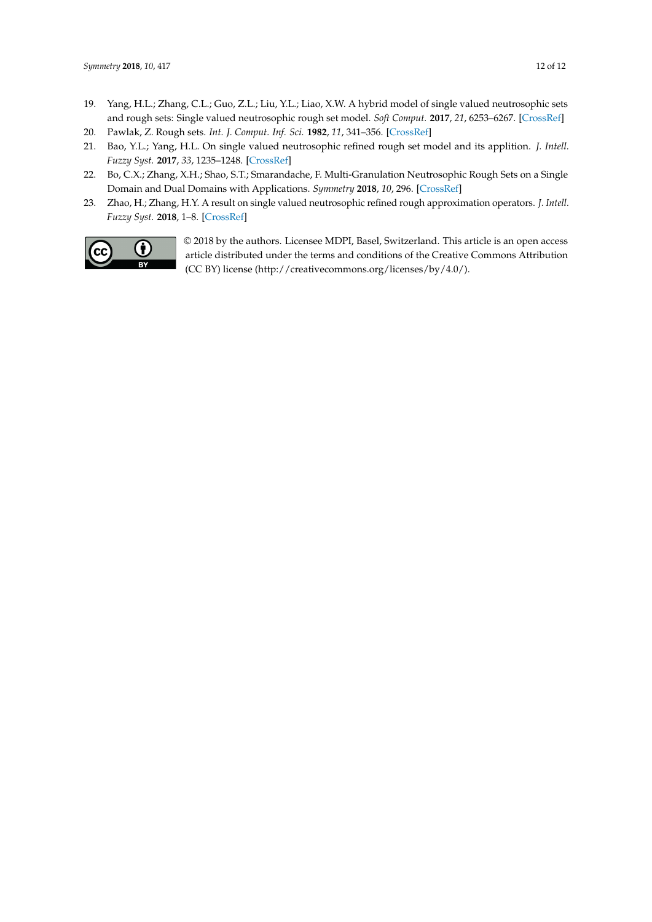19. Yang, H.L.; Zhang, C.L.; Guo, Z.L.; Liu, Y.L.; Liao, X.W. A hybrid model of single valued neutrosophic sets and rough sets: Single valued neutrosophic rough set model. *Soft Comput.* **2017**, *21*, 6253–6267. [CrossRef]
20. Pawlak, Z. Rough sets. *Int. J. Comput. Inf. Sci.* **1982**, *11*, 341–356. [CrossRef]
21. Bao, Y.L.; Yang, H.L. On single valued neutrosophic refined rough set model and its applition. *J. Intell. Fuzzy Syst.* **2017**, *33*, 1235–1248. [CrossRef]
22. Bo, C.X.; Zhang, X.H.; Shao, S.T.; Smarandache, F. Multi-Granulation Neutrosophic Rough Sets on a Single Domain and Dual Domains with Applications. *Symmetry* **2018**, *10*, 296. [CrossRef]
23. Zhao, H.; Zhang, H.Y. A result on single valued neutrosophic refined rough approximation operators. *J. Intell. Fuzzy Syst.* **2018**, 1–8. [CrossRef]

© 2018 by the authors. Licensee MDPI, Basel, Switzerland. This article is an open access article distributed under the terms and conditions of the Creative Commons Attribution (CC BY) license (http://creativecommons.org/licenses/by/4.0/).